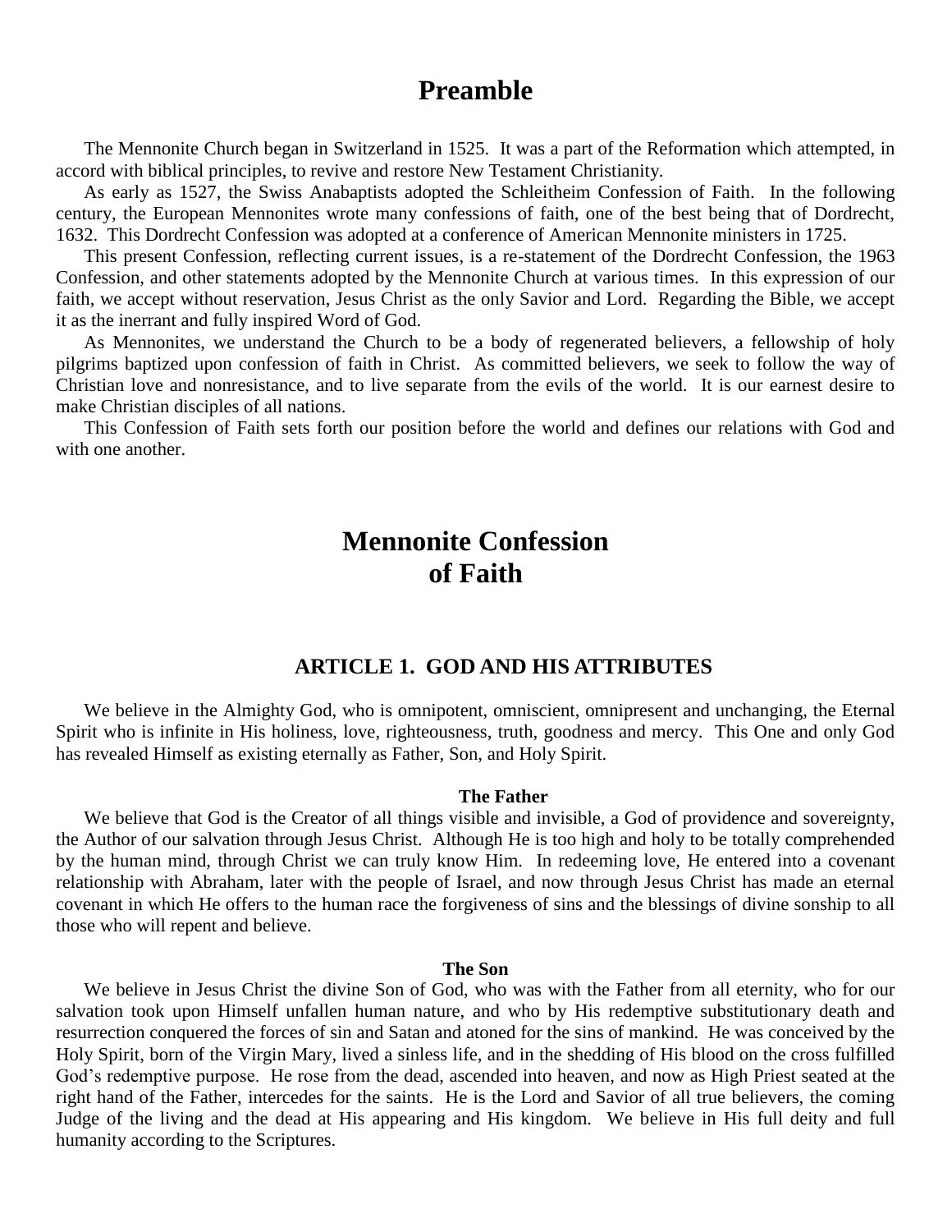# Preamble

The Mennonite Church began in Switzerland in 1525. It was a part of the Reformation which attempted, in accord with biblical principles, to revive and restore New Testament Christianity.

As early as 1527, the Swiss Anabaptists adopted the Schleitheim Confession of Faith. In the following century, the European Mennonites wrote many confessions of faith, one of the best being that of Dordrecht, 1632. This Dordrecht Confession was adopted at a conference of American Mennonite ministers in 1725.

This present Confession, reflecting current issues, is a re-statement of the Dordrecht Confession, the 1963 Confession, and other statements adopted by the Mennonite Church at various times. In this expression of our faith, we accept without reservation, Jesus Christ as the only Savior and Lord. Regarding the Bible, we accept it as the inerrant and fully inspired Word of God.

As Mennonites, we understand the Church to be a body of regenerated believers, a fellowship of holy pilgrims baptized upon confession of faith in Christ. As committed believers, we seek to follow the way of Christian love and nonresistance, and to live separate from the evils of the world. It is our earnest desire to make Christian disciples of all nations.

This Confession of Faith sets forth our position before the world and defines our relations with God and with one another.

# Mennonite Confession of Faith

## ARTICLE 1. GOD AND HIS ATTRIBUTES

We believe in the Almighty God, who is omnipotent, omniscient, omnipresent and unchanging, the Eternal Spirit who is infinite in His holiness, love, righteousness, truth, goodness and mercy. This One and only God has revealed Himself as existing eternally as Father, Son, and Holy Spirit.

### The Father

We believe that God is the Creator of all things visible and invisible, a God of providence and sovereignty, the Author of our salvation through Jesus Christ. Although He is too high and holy to be totally comprehended by the human mind, through Christ we can truly know Him. In redeeming love, He entered into a covenant relationship with Abraham, later with the people of Israel, and now through Jesus Christ has made an eternal covenant in which He offers to the human race the forgiveness of sins and the blessings of divine sonship to all those who will repent and believe.

### The Son

We believe in Jesus Christ the divine Son of God, who was with the Father from all eternity, who for our salvation took upon Himself unfallen human nature, and who by His redemptive substitutionary death and resurrection conquered the forces of sin and Satan and atoned for the sins of mankind. He was conceived by the Holy Spirit, born of the Virgin Mary, lived a sinless life, and in the shedding of His blood on the cross fulfilled God's redemptive purpose. He rose from the dead, ascended into heaven, and now as High Priest seated at the right hand of the Father, intercedes for the saints. He is the Lord and Savior of all true believers, the coming Judge of the living and the dead at His appearing and His kingdom. We believe in His full deity and full humanity according to the Scriptures.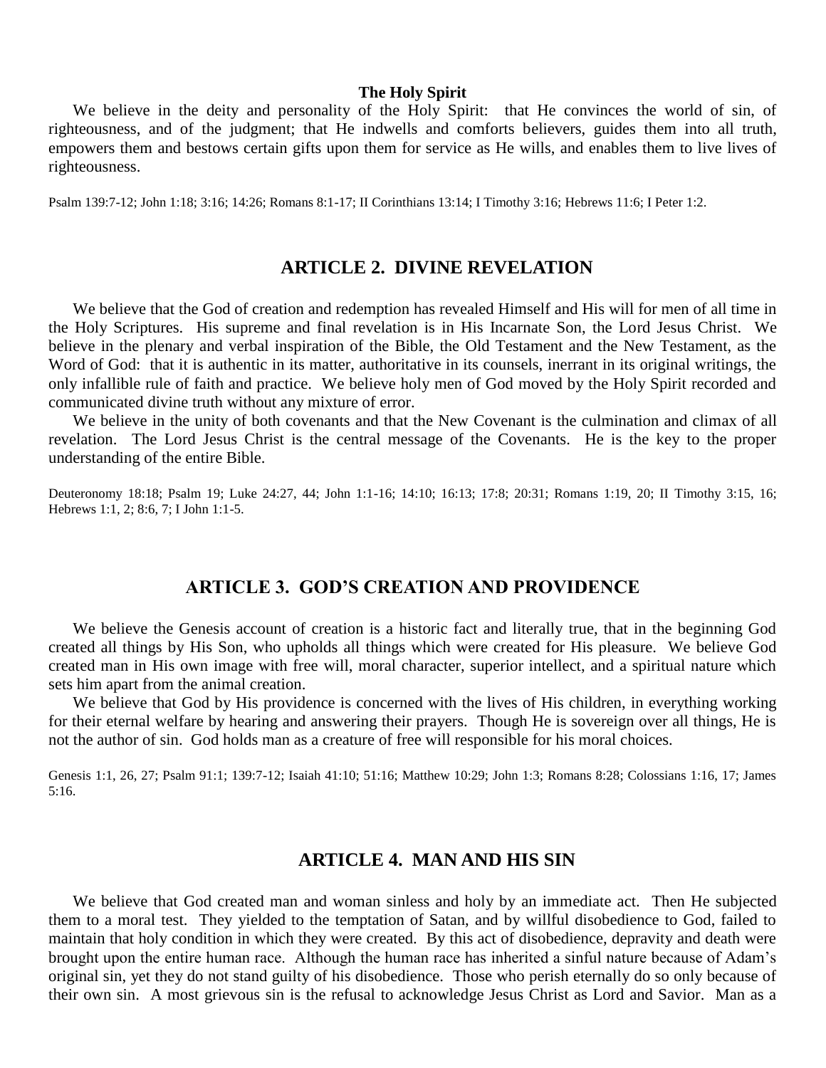### The Holy Spirit

We believe in the deity and personality of the Holy Spirit: that He convinces the world of sin, of righteousness, and of the judgment; that He indwells and comforts believers, guides them into all truth, empowers them and bestows certain gifts upon them for service as He wills, and enables them to live lives of righteousness.

Psalm 139:7-12; John 1:18; 3:16; 14:26; Romans 8:1-17; II Corinthians 13:14; I Timothy 3:16; Hebrews 11:6; I Peter 1:2.

## ARTICLE 2. DIVINE REVELATION

We believe that the God of creation and redemption has revealed Himself and His will for men of all time in the Holy Scriptures. His supreme and final revelation is in His Incarnate Son, the Lord Jesus Christ. We believe in the plenary and verbal inspiration of the Bible, the Old Testament and the New Testament, as the Word of God: that it is authentic in its matter, authoritative in its counsels, inerrant in its original writings, the only infallible rule of faith and practice. We believe holy men of God moved by the Holy Spirit recorded and communicated divine truth without any mixture of error.

We believe in the unity of both covenants and that the New Covenant is the culmination and climax of all revelation. The Lord Jesus Christ is the central message of the Covenants. He is the key to the proper understanding of the entire Bible.

Deuteronomy 18:18; Psalm 19; Luke 24:27, 44; John 1:1-16; 14:10; 16:13; 17:8; 20:31; Romans 1:19, 20; II Timothy 3:15, 16; Hebrews 1:1, 2; 8:6, 7; I John 1:1-5.

## ARTICLE 3. GOD'S CREATION AND PROVIDENCE

We believe the Genesis account of creation is a historic fact and literally true, that in the beginning God created all things by His Son, who upholds all things which were created for His pleasure. We believe God created man in His own image with free will, moral character, superior intellect, and a spiritual nature which sets him apart from the animal creation.

We believe that God by His providence is concerned with the lives of His children, in everything working for their eternal welfare by hearing and answering their prayers. Though He is sovereign over all things, He is not the author of sin. God holds man as a creature of free will responsible for his moral choices.

Genesis 1:1, 26, 27; Psalm 91:1; 139:7-12; Isaiah 41:10; 51:16; Matthew 10:29; John 1:3; Romans 8:28; Colossians 1:16, 17; James 5:16.

## ARTICLE 4. MAN AND HIS SIN

We believe that God created man and woman sinless and holy by an immediate act. Then He subjected them to a moral test. They yielded to the temptation of Satan, and by willful disobedience to God, failed to maintain that holy condition in which they were created. By this act of disobedience, depravity and death were brought upon the entire human race. Although the human race has inherited a sinful nature because of Adam's original sin, yet they do not stand guilty of his disobedience. Those who perish eternally do so only because of their own sin. A most grievous sin is the refusal to acknowledge Jesus Christ as Lord and Savior. Man as a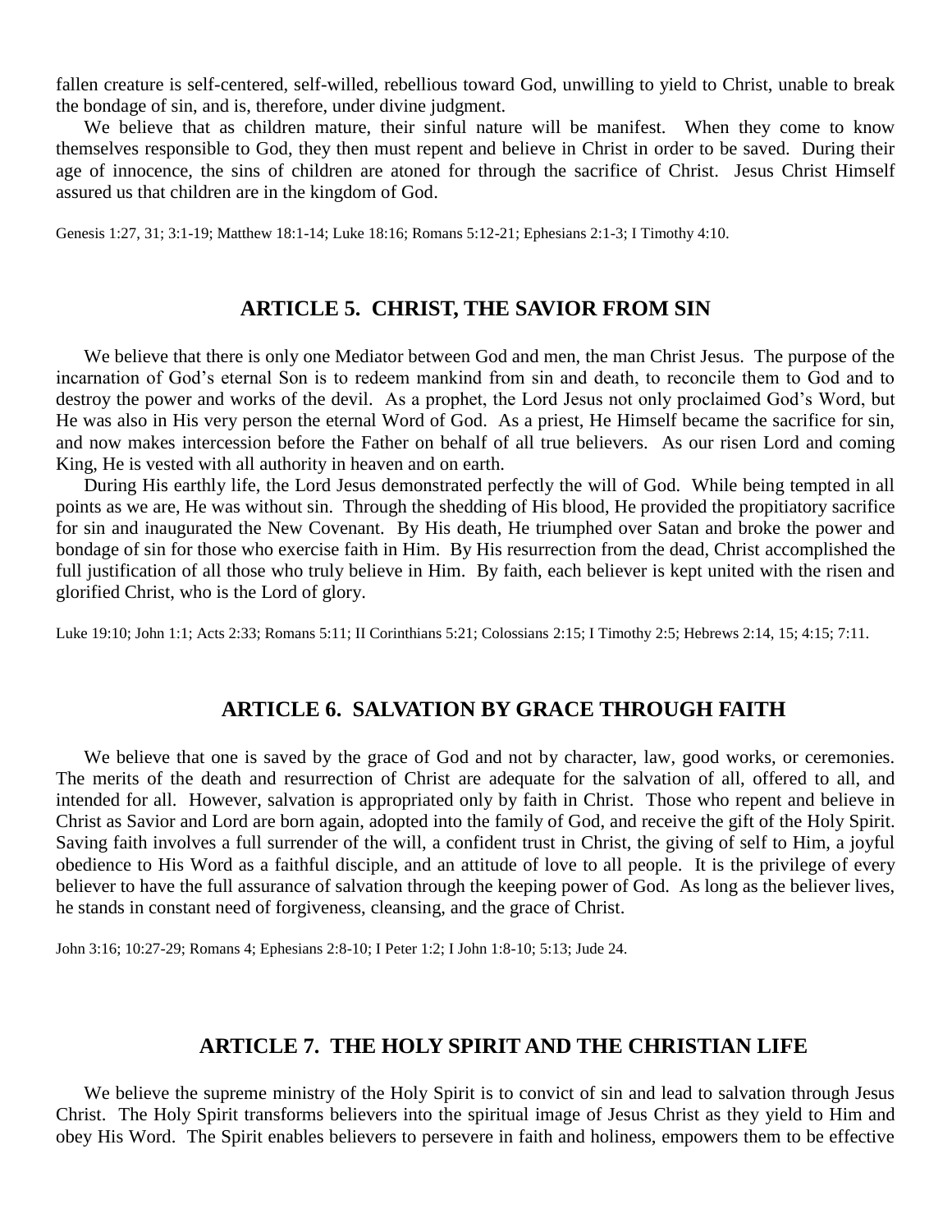fallen creature is self-centered, self-willed, rebellious toward God, unwilling to yield to Christ, unable to break the bondage of sin, and is, therefore, under divine judgment.

We believe that as children mature, their sinful nature will be manifest. When they come to know themselves responsible to God, they then must repent and believe in Christ in order to be saved. During their age of innocence, the sins of children are atoned for through the sacrifice of Christ. Jesus Christ Himself assured us that children are in the kingdom of God.

Genesis 1:27, 31; 3:1-19; Matthew 18:1-14; Luke 18:16; Romans 5:12-21; Ephesians 2:1-3; I Timothy 4:10.

## ARTICLE 5. CHRIST, THE SAVIOR FROM SIN

We believe that there is only one Mediator between God and men, the man Christ Jesus. The purpose of the incarnation of God's eternal Son is to redeem mankind from sin and death, to reconcile them to God and to destroy the power and works of the devil. As a prophet, the Lord Jesus not only proclaimed God's Word, but He was also in His very person the eternal Word of God. As a priest, He Himself became the sacrifice for sin, and now makes intercession before the Father on behalf of all true believers. As our risen Lord and coming King, He is vested with all authority in heaven and on earth.

During His earthly life, the Lord Jesus demonstrated perfectly the will of God. While being tempted in all points as we are, He was without sin. Through the shedding of His blood, He provided the propitiatory sacrifice for sin and inaugurated the New Covenant. By His death, He triumphed over Satan and broke the power and bondage of sin for those who exercise faith in Him. By His resurrection from the dead, Christ accomplished the full justification of all those who truly believe in Him. By faith, each believer is kept united with the risen and glorified Christ, who is the Lord of glory.

Luke 19:10; John 1:1; Acts 2:33; Romans 5:11; II Corinthians 5:21; Colossians 2:15; I Timothy 2:5; Hebrews 2:14, 15; 4:15; 7:11.

## ARTICLE 6. SALVATION BY GRACE THROUGH FAITH

We believe that one is saved by the grace of God and not by character, law, good works, or ceremonies. The merits of the death and resurrection of Christ are adequate for the salvation of all, offered to all, and intended for all. However, salvation is appropriated only by faith in Christ. Those who repent and believe in Christ as Savior and Lord are born again, adopted into the family of God, and receive the gift of the Holy Spirit. Saving faith involves a full surrender of the will, a confident trust in Christ, the giving of self to Him, a joyful obedience to His Word as a faithful disciple, and an attitude of love to all people. It is the privilege of every believer to have the full assurance of salvation through the keeping power of God. As long as the believer lives, he stands in constant need of forgiveness, cleansing, and the grace of Christ.

John 3:16; 10:27-29; Romans 4; Ephesians 2:8-10; I Peter 1:2; I John 1:8-10; 5:13; Jude 24.

## ARTICLE 7. THE HOLY SPIRIT AND THE CHRISTIAN LIFE

We believe the supreme ministry of the Holy Spirit is to convict of sin and lead to salvation through Jesus Christ. The Holy Spirit transforms believers into the spiritual image of Jesus Christ as they yield to Him and obey His Word. The Spirit enables believers to persevere in faith and holiness, empowers them to be effective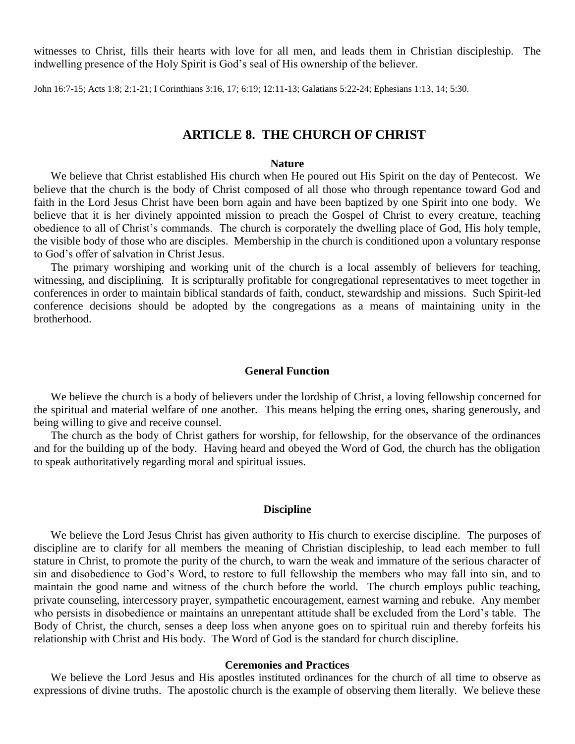witnesses to Christ, fills their hearts with love for all men, and leads them in Christian discipleship. The indwelling presence of the Holy Spirit is God's seal of His ownership of the believer.

John 16:7-15; Acts 1:8; 2:1-21; I Corinthians 3:16, 17; 6:19; 12:11-13; Galatians 5:22-24; Ephesians 1:13, 14; 5:30.

## ARTICLE 8. THE CHURCH OF CHRIST

### Nature

We believe that Christ established His church when He poured out His Spirit on the day of Pentecost. We believe that the church is the body of Christ composed of all those who through repentance toward God and faith in the Lord Jesus Christ have been born again and have been baptized by one Spirit into one body. We believe that it is her divinely appointed mission to preach the Gospel of Christ to every creature, teaching obedience to all of Christ's commands. The church is corporately the dwelling place of God, His holy temple, the visible body of those who are disciples. Membership in the church is conditioned upon a voluntary response to God's offer of salvation in Christ Jesus.

The primary worshiping and working unit of the church is a local assembly of believers for teaching, witnessing, and disciplining. It is scripturally profitable for congregational representatives to meet together in conferences in order to maintain biblical standards of faith, conduct, stewardship and missions. Such Spirit-led conference decisions should be adopted by the congregations as a means of maintaining unity in the brotherhood.

### General Function

We believe the church is a body of believers under the lordship of Christ, a loving fellowship concerned for the spiritual and material welfare of one another. This means helping the erring ones, sharing generously, and being willing to give and receive counsel.

The church as the body of Christ gathers for worship, for fellowship, for the observance of the ordinances and for the building up of the body. Having heard and obeyed the Word of God, the church has the obligation to speak authoritatively regarding moral and spiritual issues.

### Discipline

We believe the Lord Jesus Christ has given authority to His church to exercise discipline. The purposes of discipline are to clarify for all members the meaning of Christian discipleship, to lead each member to full stature in Christ, to promote the purity of the church, to warn the weak and immature of the serious character of sin and disobedience to God's Word, to restore to full fellowship the members who may fall into sin, and to maintain the good name and witness of the church before the world. The church employs public teaching, private counseling, intercessory prayer, sympathetic encouragement, earnest warning and rebuke. Any member who persists in disobedience or maintains an unrepentant attitude shall be excluded from the Lord's table. The Body of Christ, the church, senses a deep loss when anyone goes on to spiritual ruin and thereby forfeits his relationship with Christ and His body. The Word of God is the standard for church discipline.

### Ceremonies and Practices

We believe the Lord Jesus and His apostles instituted ordinances for the church of all time to observe as expressions of divine truths. The apostolic church is the example of observing them literally. We believe these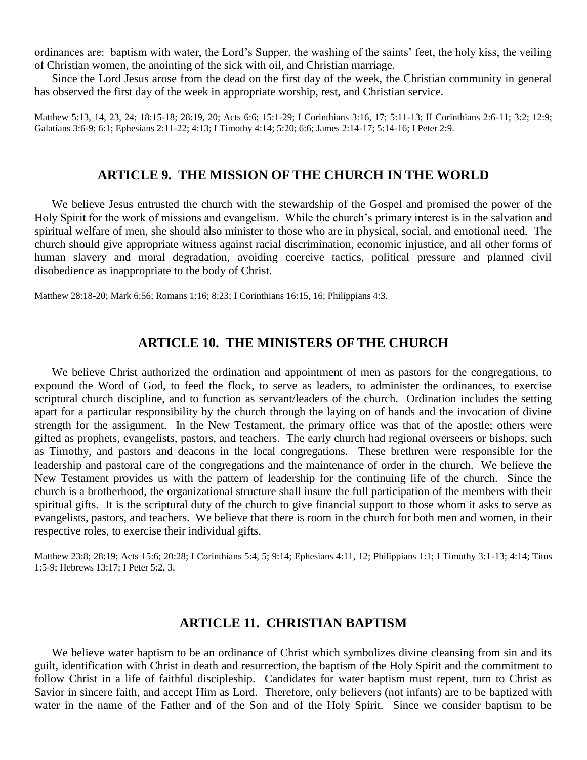ordinances are: baptism with water, the Lord's Supper, the washing of the saints' feet, the holy kiss, the veiling of Christian women, the anointing of the sick with oil, and Christian marriage.

Since the Lord Jesus arose from the dead on the first day of the week, the Christian community in general has observed the first day of the week in appropriate worship, rest, and Christian service.

Matthew 5:13, 14, 23, 24; 18:15-18; 28:19, 20; Acts 6:6; 15:1-29; I Corinthians 3:16, 17; 5:11-13; II Corinthians 2:6-11; 3:2; 12:9; Galatians 3:6-9; 6:1; Ephesians 2:11-22; 4:13; I Timothy 4:14; 5:20; 6:6; James 2:14-17; 5:14-16; I Peter 2:9.

## ARTICLE 9. THE MISSION OF THE CHURCH IN THE WORLD

We believe Jesus entrusted the church with the stewardship of the Gospel and promised the power of the Holy Spirit for the work of missions and evangelism. While the church's primary interest is in the salvation and spiritual welfare of men, she should also minister to those who are in physical, social, and emotional need. The church should give appropriate witness against racial discrimination, economic injustice, and all other forms of human slavery and moral degradation, avoiding coercive tactics, political pressure and planned civil disobedience as inappropriate to the body of Christ.

Matthew 28:18-20; Mark 6:56; Romans 1:16; 8:23; I Corinthians 16:15, 16; Philippians 4:3.

## ARTICLE 10. THE MINISTERS OF THE CHURCH

We believe Christ authorized the ordination and appointment of men as pastors for the congregations, to expound the Word of God, to feed the flock, to serve as leaders, to administer the ordinances, to exercise scriptural church discipline, and to function as servant/leaders of the church. Ordination includes the setting apart for a particular responsibility by the church through the laying on of hands and the invocation of divine strength for the assignment. In the New Testament, the primary office was that of the apostle; others were gifted as prophets, evangelists, pastors, and teachers. The early church had regional overseers or bishops, such as Timothy, and pastors and deacons in the local congregations. These brethren were responsible for the leadership and pastoral care of the congregations and the maintenance of order in the church. We believe the New Testament provides us with the pattern of leadership for the continuing life of the church. Since the church is a brotherhood, the organizational structure shall insure the full participation of the members with their spiritual gifts. It is the scriptural duty of the church to give financial support to those whom it asks to serve as evangelists, pastors, and teachers. We believe that there is room in the church for both men and women, in their respective roles, to exercise their individual gifts.

Matthew 23:8; 28:19; Acts 15:6; 20:28; I Corinthians 5:4, 5; 9:14; Ephesians 4:11, 12; Philippians 1:1; I Timothy 3:1-13; 4:14; Titus 1:5-9; Hebrews 13:17; I Peter 5:2, 3.

## ARTICLE 11. CHRISTIAN BAPTISM

We believe water baptism to be an ordinance of Christ which symbolizes divine cleansing from sin and its guilt, identification with Christ in death and resurrection, the baptism of the Holy Spirit and the commitment to follow Christ in a life of faithful discipleship. Candidates for water baptism must repent, turn to Christ as Savior in sincere faith, and accept Him as Lord. Therefore, only believers (not infants) are to be baptized with water in the name of the Father and of the Son and of the Holy Spirit. Since we consider baptism to be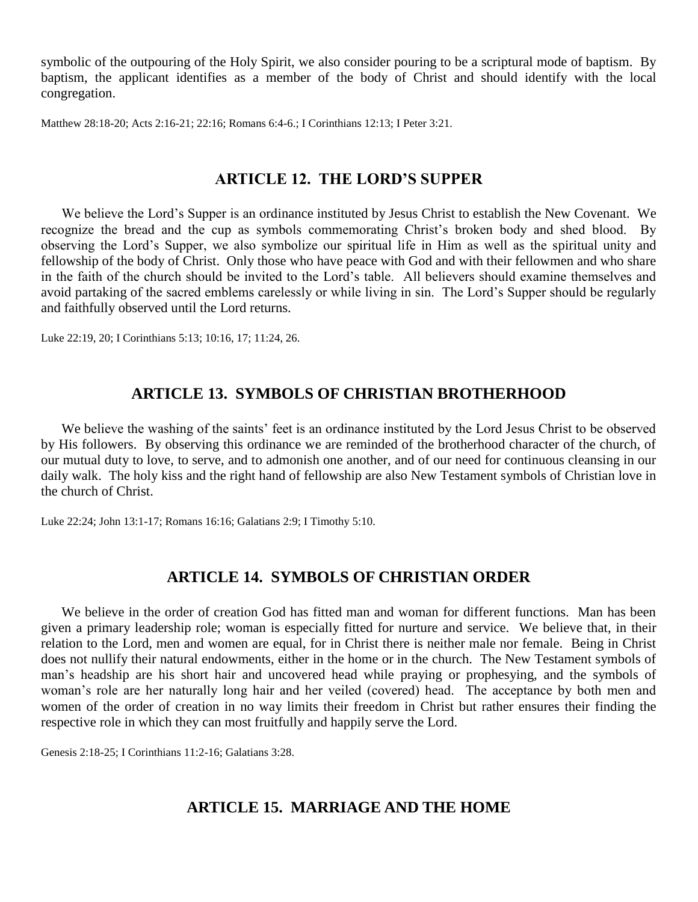symbolic of the outpouring of the Holy Spirit, we also consider pouring to be a scriptural mode of baptism. By baptism, the applicant identifies as a member of the body of Christ and should identify with the local congregation.

Matthew 28:18-20; Acts 2:16-21; 22:16; Romans 6:4-6.; I Corinthians 12:13; I Peter 3:21.

## ARTICLE 12. THE LORD'S SUPPER

We believe the Lord's Supper is an ordinance instituted by Jesus Christ to establish the New Covenant. We recognize the bread and the cup as symbols commemorating Christ's broken body and shed blood. By observing the Lord's Supper, we also symbolize our spiritual life in Him as well as the spiritual unity and fellowship of the body of Christ. Only those who have peace with God and with their fellowmen and who share in the faith of the church should be invited to the Lord's table. All believers should examine themselves and avoid partaking of the sacred emblems carelessly or while living in sin. The Lord's Supper should be regularly and faithfully observed until the Lord returns.

Luke 22:19, 20; I Corinthians 5:13; 10:16, 17; 11:24, 26.

## ARTICLE 13. SYMBOLS OF CHRISTIAN BROTHERHOOD

We believe the washing of the saints' feet is an ordinance instituted by the Lord Jesus Christ to be observed by His followers. By observing this ordinance we are reminded of the brotherhood character of the church, of our mutual duty to love, to serve, and to admonish one another, and of our need for continuous cleansing in our daily walk. The holy kiss and the right hand of fellowship are also New Testament symbols of Christian love in the church of Christ.

Luke 22:24; John 13:1-17; Romans 16:16; Galatians 2:9; I Timothy 5:10.

## ARTICLE 14. SYMBOLS OF CHRISTIAN ORDER

We believe in the order of creation God has fitted man and woman for different functions. Man has been given a primary leadership role; woman is especially fitted for nurture and service. We believe that, in their relation to the Lord, men and women are equal, for in Christ there is neither male nor female. Being in Christ does not nullify their natural endowments, either in the home or in the church. The New Testament symbols of man's headship are his short hair and uncovered head while praying or prophesying, and the symbols of woman's role are her naturally long hair and her veiled (covered) head. The acceptance by both men and women of the order of creation in no way limits their freedom in Christ but rather ensures their finding the respective role in which they can most fruitfully and happily serve the Lord.

Genesis 2:18-25; I Corinthians 11:2-16; Galatians 3:28.

## ARTICLE 15. MARRIAGE AND THE HOME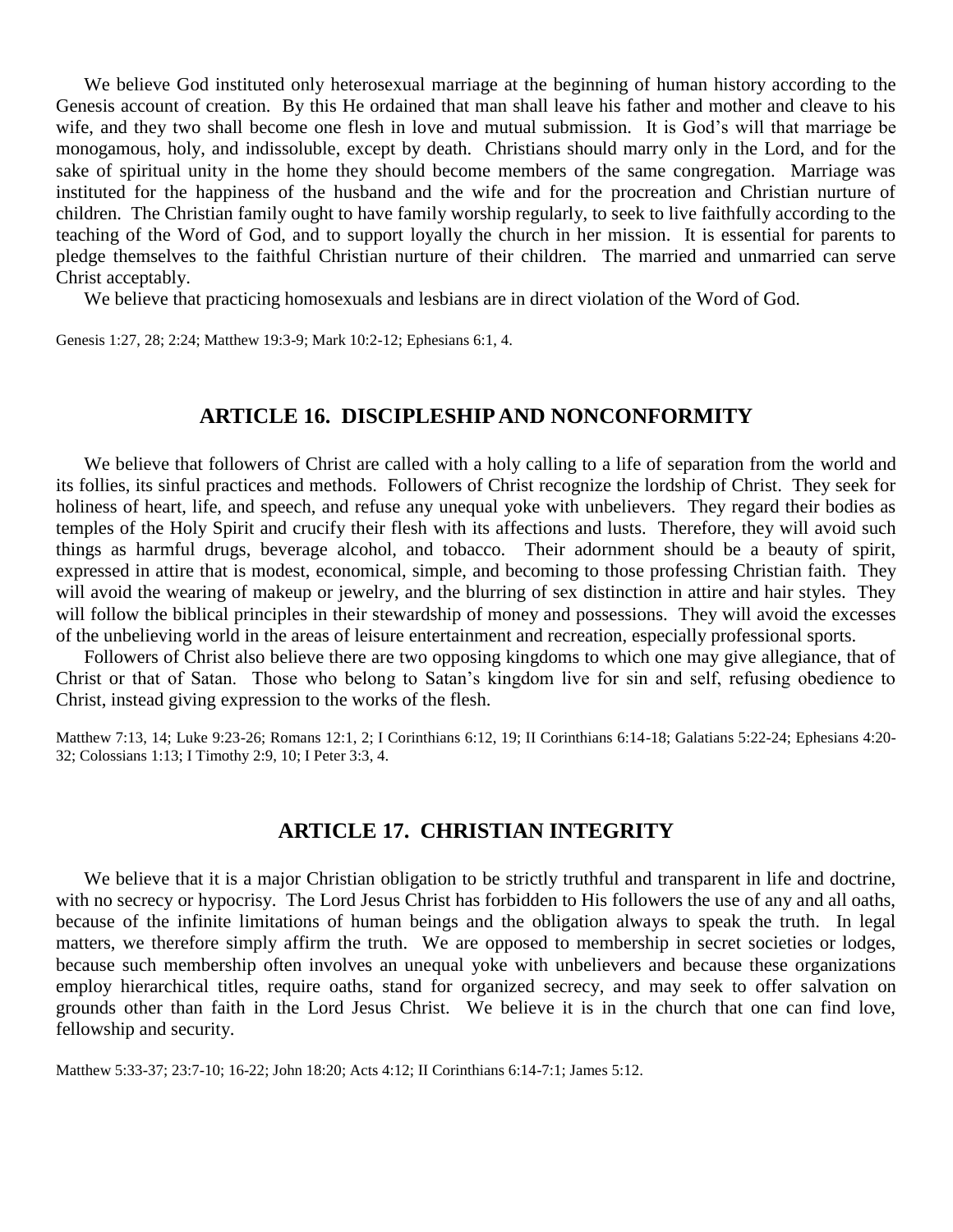We believe God instituted only heterosexual marriage at the beginning of human history according to the Genesis account of creation. By this He ordained that man shall leave his father and mother and cleave to his wife, and they two shall become one flesh in love and mutual submission. It is God's will that marriage be monogamous, holy, and indissoluble, except by death. Christians should marry only in the Lord, and for the sake of spiritual unity in the home they should become members of the same congregation. Marriage was instituted for the happiness of the husband and the wife and for the procreation and Christian nurture of children. The Christian family ought to have family worship regularly, to seek to live faithfully according to the teaching of the Word of God, and to support loyally the church in her mission. It is essential for parents to pledge themselves to the faithful Christian nurture of their children. The married and unmarried can serve Christ acceptably.

We believe that practicing homosexuals and lesbians are in direct violation of the Word of God.

Genesis 1:27, 28; 2:24; Matthew 19:3-9; Mark 10:2-12; Ephesians 6:1, 4.

## ARTICLE 16. DISCIPLESHIP AND NONCONFORMITY

We believe that followers of Christ are called with a holy calling to a life of separation from the world and its follies, its sinful practices and methods. Followers of Christ recognize the lordship of Christ. They seek for holiness of heart, life, and speech, and refuse any unequal yoke with unbelievers. They regard their bodies as temples of the Holy Spirit and crucify their flesh with its affections and lusts. Therefore, they will avoid such things as harmful drugs, beverage alcohol, and tobacco. Their adornment should be a beauty of spirit, expressed in attire that is modest, economical, simple, and becoming to those professing Christian faith. They will avoid the wearing of makeup or jewelry, and the blurring of sex distinction in attire and hair styles. They will follow the biblical principles in their stewardship of money and possessions. They will avoid the excesses of the unbelieving world in the areas of leisure entertainment and recreation, especially professional sports.

Followers of Christ also believe there are two opposing kingdoms to which one may give allegiance, that of Christ or that of Satan. Those who belong to Satan's kingdom live for sin and self, refusing obedience to Christ, instead giving expression to the works of the flesh.

Matthew 7:13, 14; Luke 9:23-26; Romans 12:1, 2; I Corinthians 6:12, 19; II Corinthians 6:14-18; Galatians 5:22-24; Ephesians 4:20-32; Colossians 1:13; I Timothy 2:9, 10; I Peter 3:3, 4.

## ARTICLE 17. CHRISTIAN INTEGRITY

We believe that it is a major Christian obligation to be strictly truthful and transparent in life and doctrine, with no secrecy or hypocrisy. The Lord Jesus Christ has forbidden to His followers the use of any and all oaths, because of the infinite limitations of human beings and the obligation always to speak the truth. In legal matters, we therefore simply affirm the truth. We are opposed to membership in secret societies or lodges, because such membership often involves an unequal yoke with unbelievers and because these organizations employ hierarchical titles, require oaths, stand for organized secrecy, and may seek to offer salvation on grounds other than faith in the Lord Jesus Christ. We believe it is in the church that one can find love, fellowship and security.

Matthew 5:33-37; 23:7-10; 16-22; John 18:20; Acts 4:12; II Corinthians 6:14-7:1; James 5:12.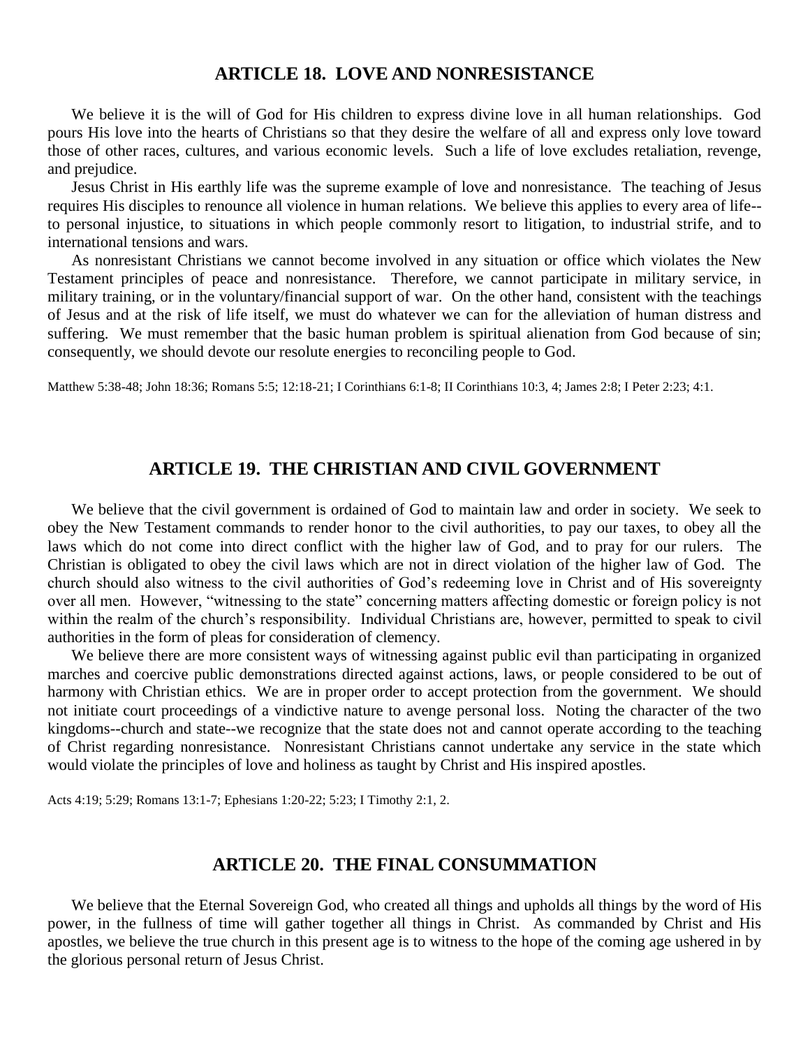## ARTICLE 18. LOVE AND NONRESISTANCE

We believe it is the will of God for His children to express divine love in all human relationships. God pours His love into the hearts of Christians so that they desire the welfare of all and express only love toward those of other races, cultures, and various economic levels. Such a life of love excludes retaliation, revenge, and prejudice.

Jesus Christ in His earthly life was the supreme example of love and nonresistance. The teaching of Jesus requires His disciples to renounce all violence in human relations. We believe this applies to every area of life--to personal injustice, to situations in which people commonly resort to litigation, to industrial strife, and to international tensions and wars.

As nonresistant Christians we cannot become involved in any situation or office which violates the New Testament principles of peace and nonresistance. Therefore, we cannot participate in military service, in military training, or in the voluntary/financial support of war. On the other hand, consistent with the teachings of Jesus and at the risk of life itself, we must do whatever we can for the alleviation of human distress and suffering. We must remember that the basic human problem is spiritual alienation from God because of sin; consequently, we should devote our resolute energies to reconciling people to God.

Matthew 5:38-48; John 18:36; Romans 5:5; 12:18-21; I Corinthians 6:1-8; II Corinthians 10:3, 4; James 2:8; I Peter 2:23; 4:1.

## ARTICLE 19. THE CHRISTIAN AND CIVIL GOVERNMENT

We believe that the civil government is ordained of God to maintain law and order in society. We seek to obey the New Testament commands to render honor to the civil authorities, to pay our taxes, to obey all the laws which do not come into direct conflict with the higher law of God, and to pray for our rulers. The Christian is obligated to obey the civil laws which are not in direct violation of the higher law of God. The church should also witness to the civil authorities of God's redeeming love in Christ and of His sovereignty over all men. However, "witnessing to the state" concerning matters affecting domestic or foreign policy is not within the realm of the church's responsibility. Individual Christians are, however, permitted to speak to civil authorities in the form of pleas for consideration of clemency.

We believe there are more consistent ways of witnessing against public evil than participating in organized marches and coercive public demonstrations directed against actions, laws, or people considered to be out of harmony with Christian ethics. We are in proper order to accept protection from the government. We should not initiate court proceedings of a vindictive nature to avenge personal loss. Noting the character of the two kingdoms--church and state--we recognize that the state does not and cannot operate according to the teaching of Christ regarding nonresistance. Nonresistant Christians cannot undertake any service in the state which would violate the principles of love and holiness as taught by Christ and His inspired apostles.

Acts 4:19; 5:29; Romans 13:1-7; Ephesians 1:20-22; 5:23; I Timothy 2:1, 2.

## ARTICLE 20. THE FINAL CONSUMMATION

We believe that the Eternal Sovereign God, who created all things and upholds all things by the word of His power, in the fullness of time will gather together all things in Christ. As commanded by Christ and His apostles, we believe the true church in this present age is to witness to the hope of the coming age ushered in by the glorious personal return of Jesus Christ.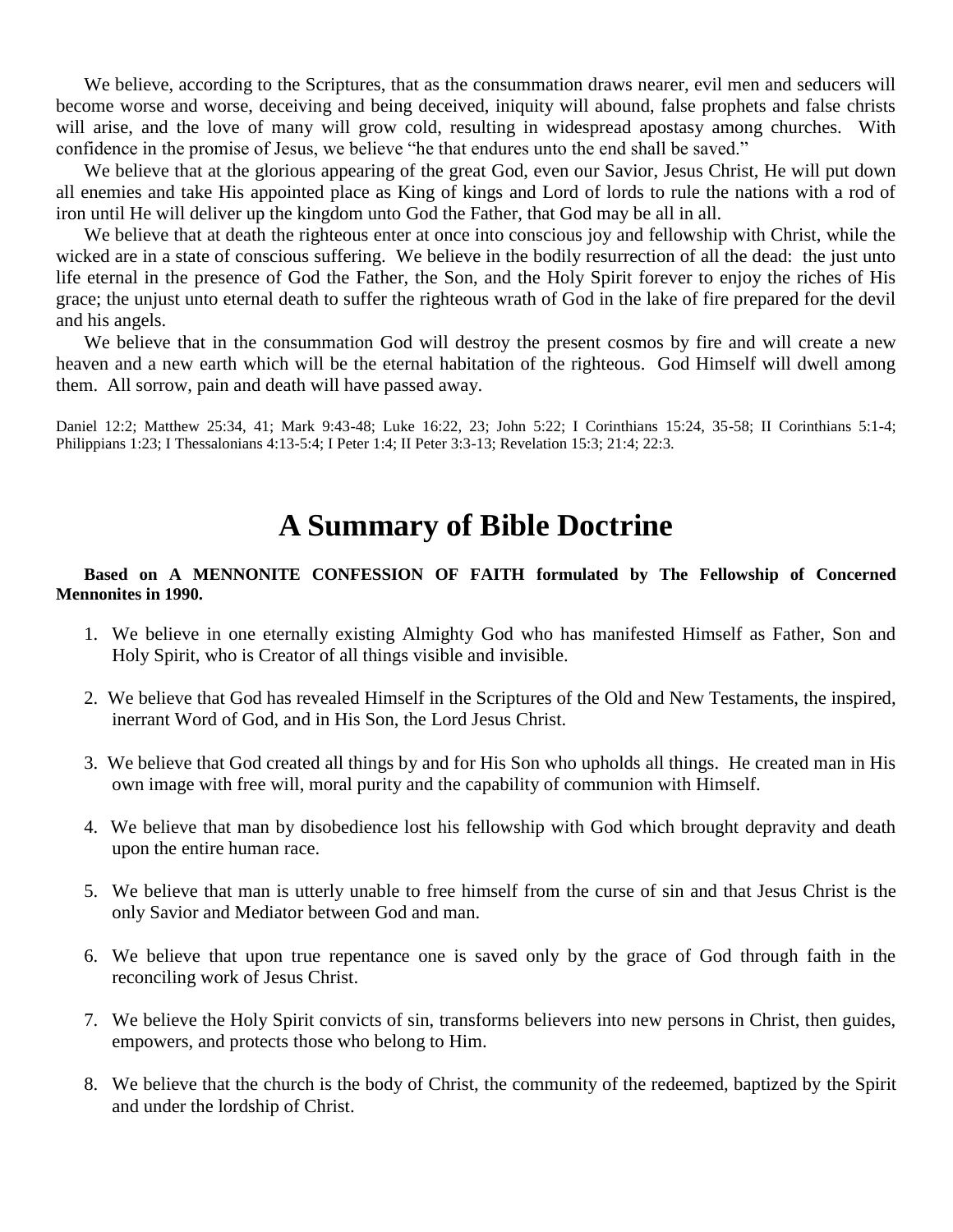We believe, according to the Scriptures, that as the consummation draws nearer, evil men and seducers will become worse and worse, deceiving and being deceived, iniquity will abound, false prophets and false christs will arise, and the love of many will grow cold, resulting in widespread apostasy among churches. With confidence in the promise of Jesus, we believe "he that endures unto the end shall be saved."

We believe that at the glorious appearing of the great God, even our Savior, Jesus Christ, He will put down all enemies and take His appointed place as King of kings and Lord of lords to rule the nations with a rod of iron until He will deliver up the kingdom unto God the Father, that God may be all in all.

We believe that at death the righteous enter at once into conscious joy and fellowship with Christ, while the wicked are in a state of conscious suffering. We believe in the bodily resurrection of all the dead: the just unto life eternal in the presence of God the Father, the Son, and the Holy Spirit forever to enjoy the riches of His grace; the unjust unto eternal death to suffer the righteous wrath of God in the lake of fire prepared for the devil and his angels.

We believe that in the consummation God will destroy the present cosmos by fire and will create a new heaven and a new earth which will be the eternal habitation of the righteous. God Himself will dwell among them. All sorrow, pain and death will have passed away.

Daniel 12:2; Matthew 25:34, 41; Mark 9:43-48; Luke 16:22, 23; John 5:22; I Corinthians 15:24, 35-58; II Corinthians 5:1-4; Philippians 1:23; I Thessalonians 4:13-5:4; I Peter 1:4; II Peter 3:3-13; Revelation 15:3; 21:4; 22:3.

# A Summary of Bible Doctrine

**Based on A MENNONITE CONFESSION OF FAITH formulated by The Fellowship of Concerned Mennonites in 1990.**

1. We believe in one eternally existing Almighty God who has manifested Himself as Father, Son and Holy Spirit, who is Creator of all things visible and invisible.

2. We believe that God has revealed Himself in the Scriptures of the Old and New Testaments, the inspired, inerrant Word of God, and in His Son, the Lord Jesus Christ.

3. We believe that God created all things by and for His Son who upholds all things. He created man in His own image with free will, moral purity and the capability of communion with Himself.

4. We believe that man by disobedience lost his fellowship with God which brought depravity and death upon the entire human race.

5. We believe that man is utterly unable to free himself from the curse of sin and that Jesus Christ is the only Savior and Mediator between God and man.

6. We believe that upon true repentance one is saved only by the grace of God through faith in the reconciling work of Jesus Christ.

7. We believe the Holy Spirit convicts of sin, transforms believers into new persons in Christ, then guides, empowers, and protects those who belong to Him.

8. We believe that the church is the body of Christ, the community of the redeemed, baptized by the Spirit and under the lordship of Christ.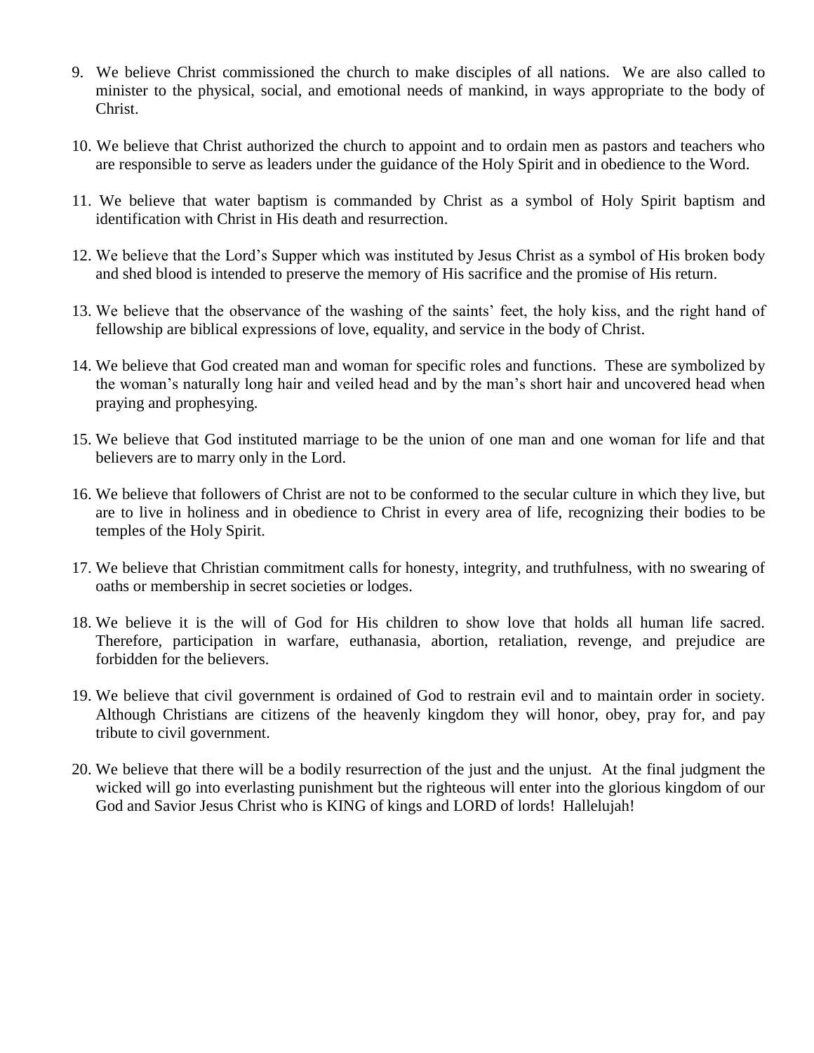9. We believe Christ commissioned the church to make disciples of all nations. We are also called to minister to the physical, social, and emotional needs of mankind, in ways appropriate to the body of Christ.

10. We believe that Christ authorized the church to appoint and to ordain men as pastors and teachers who are responsible to serve as leaders under the guidance of the Holy Spirit and in obedience to the Word.

11. We believe that water baptism is commanded by Christ as a symbol of Holy Spirit baptism and identification with Christ in His death and resurrection.

12. We believe that the Lord's Supper which was instituted by Jesus Christ as a symbol of His broken body and shed blood is intended to preserve the memory of His sacrifice and the promise of His return.

13. We believe that the observance of the washing of the saints' feet, the holy kiss, and the right hand of fellowship are biblical expressions of love, equality, and service in the body of Christ.

14. We believe that God created man and woman for specific roles and functions. These are symbolized by the woman's naturally long hair and veiled head and by the man's short hair and uncovered head when praying and prophesying.

15. We believe that God instituted marriage to be the union of one man and one woman for life and that believers are to marry only in the Lord.

16. We believe that followers of Christ are not to be conformed to the secular culture in which they live, but are to live in holiness and in obedience to Christ in every area of life, recognizing their bodies to be temples of the Holy Spirit.

17. We believe that Christian commitment calls for honesty, integrity, and truthfulness, with no swearing of oaths or membership in secret societies or lodges.

18. We believe it is the will of God for His children to show love that holds all human life sacred. Therefore, participation in warfare, euthanasia, abortion, retaliation, revenge, and prejudice are forbidden for the believers.

19. We believe that civil government is ordained of God to restrain evil and to maintain order in society. Although Christians are citizens of the heavenly kingdom they will honor, obey, pray for, and pay tribute to civil government.

20. We believe that there will be a bodily resurrection of the just and the unjust. At the final judgment the wicked will go into everlasting punishment but the righteous will enter into the glorious kingdom of our God and Savior Jesus Christ who is KING of kings and LORD of lords! Hallelujah!